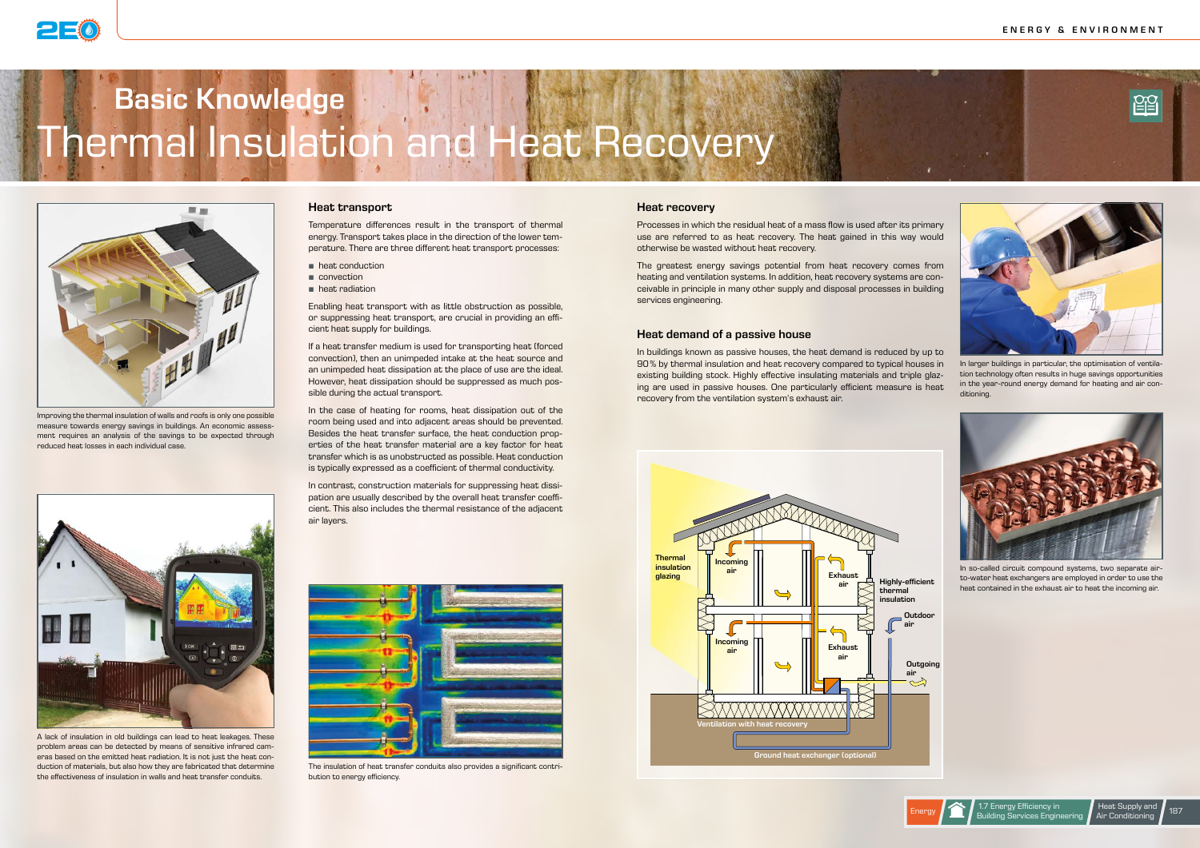# Basic Knowledge
# Thermal Insulation and Heat Recovery

Improving the thermal insulation of walls and roofs is only one possible measure towards energy savings in buildings. An economic assessment requires an analysis of the savings to be expected through reduced heat losses in each individual case.

A lack of insulation in old buildings can lead to heat leakages. These problem areas can be detected by means of sensitive infrared cameras based on the emitted heat radiation. It is not just the heat conduction of materials, but also how they are fabricated that determine the effectiveness of insulation in walls and heat transfer conduits.

## Heat transport

Temperature differences result in the transport of thermal energy. Transport takes place in the direction of the lower temperature. There are three different heat transport processes:

- heat conduction
- convection
- heat radiation

Enabling heat transport with as little obstruction as possible, or suppressing heat transport, are crucial in providing an efficient heat supply for buildings.

If a heat transfer medium is used for transporting heat (forced convection), then an unimpeded intake at the heat source and an unimpeded heat dissipation at the place of use are the ideal. However, heat dissipation should be suppressed as much possible during the actual transport.

In the case of heating for rooms, heat dissipation out of the room being used and into adjacent areas should be prevented. Besides the heat transfer surface, the heat conduction properties of the heat transfer material are a key factor for heat transfer which is as unobstructed as possible. Heat conduction is typically expressed as a coefficient of thermal conductivity.

In contrast, construction materials for suppressing heat dissipation are usually described by the overall heat transfer coefficient. This also includes the thermal resistance of the adjacent air layers.

The insulation of heat transfer conduits also provides a significant contribution to energy efficiency.

## Heat recovery

Processes in which the residual heat of a mass flow is used after its primary use are referred to as heat recovery. The heat gained in this way would otherwise be wasted without heat recovery.

The greatest energy savings potential from heat recovery comes from heating and ventilation systems. In addition, heat recovery systems are conceivable in principle in many other supply and disposal processes in building services engineering.

## Heat demand of a passive house

In buildings known as passive houses, the heat demand is reduced by up to 90 % by thermal insulation and heat recovery compared to typical houses in existing building stock. Highly effective insulating materials and triple glazing are used in passive houses. One particularly efficient measure is heat recovery from the ventilation system's exhaust air.

Thermal insulation glazing · Incoming air · Exhaust air · Highly-efficient thermal insulation · Outdoor air · Incoming air · Exhaust air · Outgoing air · Ventilation with heat recovery · Ground heat exchanger (optional)

In larger buildings in particular, the optimisation of ventilation technology often results in huge savings opportunities in the year-round energy demand for heating and air conditioning.

In so-called circuit compound systems, two separate air-to-water heat exchangers are employed in order to use the heat contained in the exhaust air to heat the incoming air.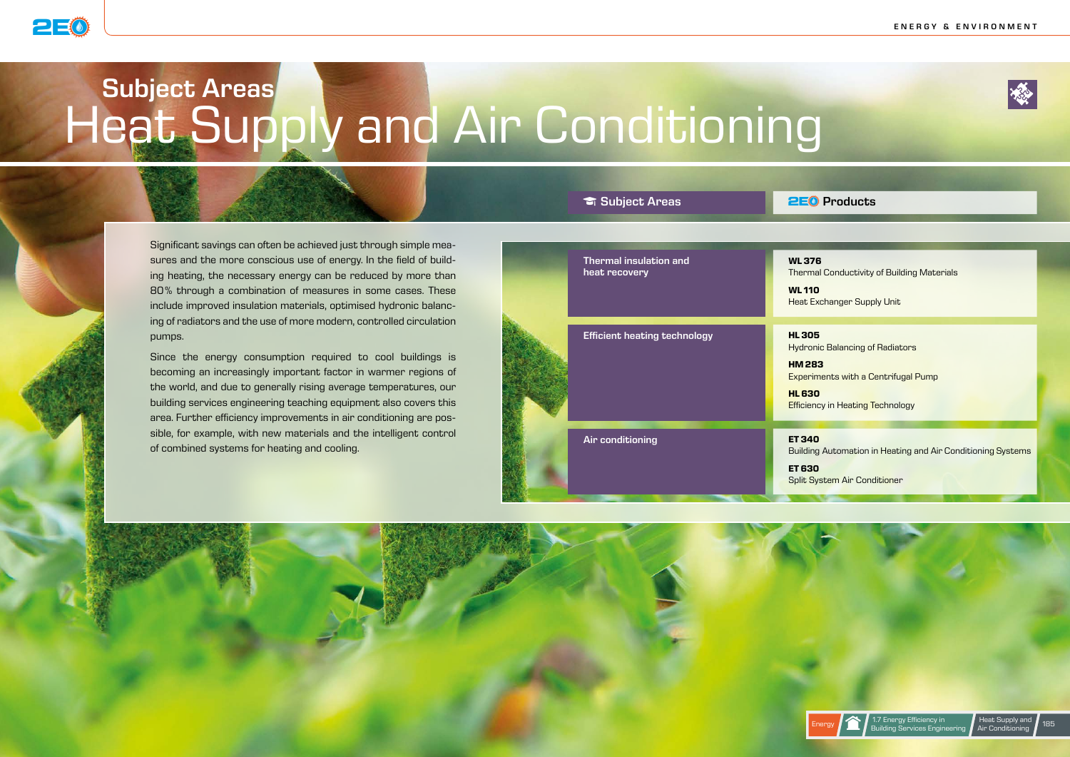## Subject Areas

# Heat Supply and Air Conditioning

Significant savings can often be achieved just through simple measures and the more conscious use of energy. In the field of building heating, the necessary energy can be reduced by more than 80% through a combination of measures in some cases. These include improved insulation materials, optimised hydronic balancing of radiators and the use of more modern, controlled circulation pumps.

Since the energy consumption required to cool buildings is becoming an increasingly important factor in warmer regions of the world, and due to generally rising average temperatures, our building services engineering teaching equipment also covers this area. Further efficiency improvements in air conditioning are possible, for example, with new materials and the intelligent control of combined systems for heating and cooling.

| Subject Areas | 2E0 Products |
|---|---|
| Thermal insulation and heat recovery | **WL 376** Thermal Conductivity of Building Materials<br>**WL 110** Heat Exchanger Supply Unit |
| Efficient heating technology | **HL 305** Hydronic Balancing of Radiators<br>**HM 283** Experiments with a Centrifugal Pump<br>**HL 630** Efficiency in Heating Technology |
| Air conditioning | **ET 340** Building Automation in Heating and Air Conditioning Systems<br>**ET 630** Split System Air Conditioner |